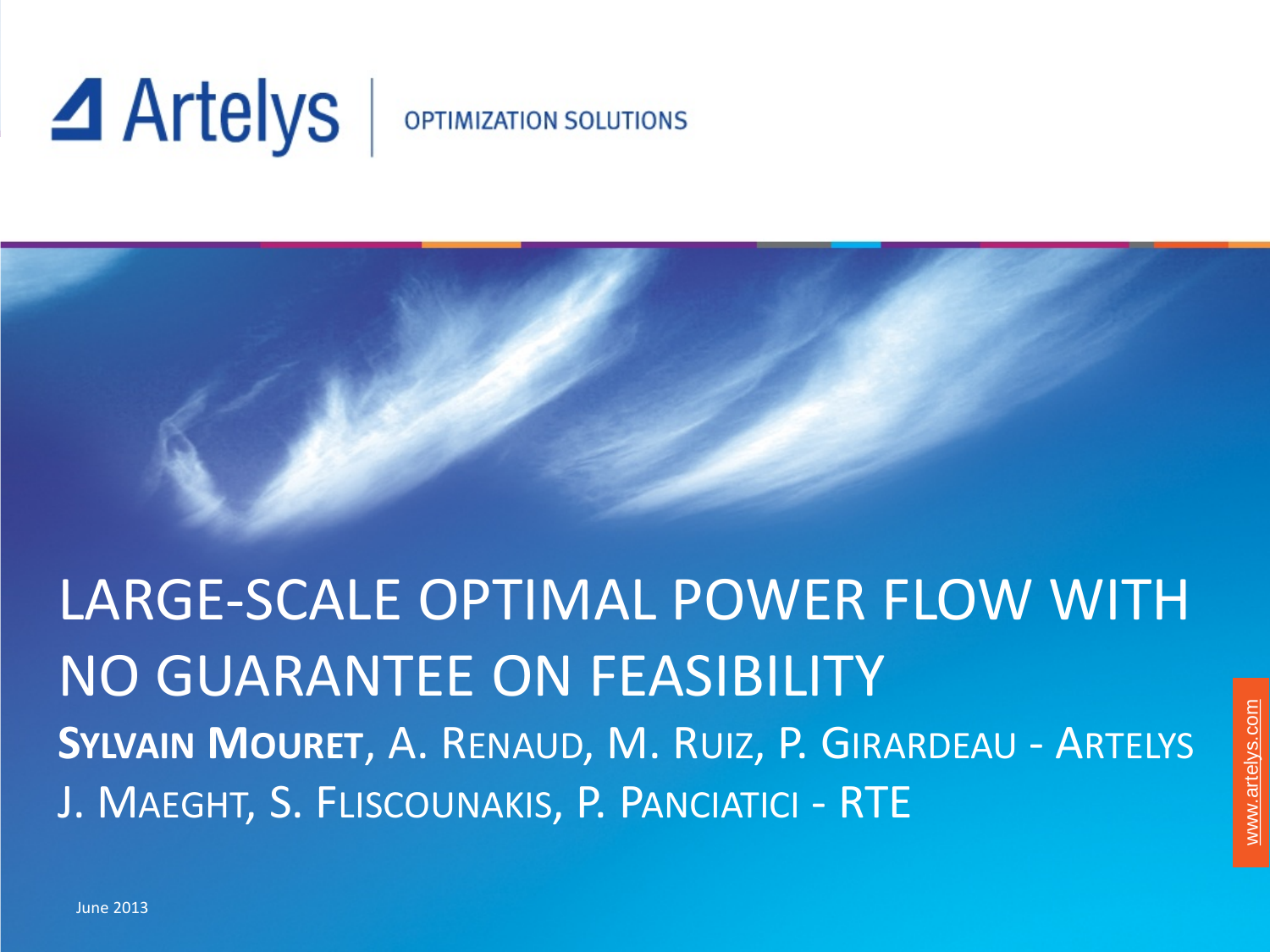Artelys | OPTIMIZATION SOLUTIONS

# LARGE-SCALE OPTIMAL POWER FLOW WITH NO GUARANTEE ON FEASIBILITY

**SYLVAIN MOURET**, A. RENAUD, M. RUIZ, P. GIRARDEAU - ARTELYS

J. MAEGHT, S. FLISCOUNAKIS, P. PANCIATICI - RTE

June 2013

www.artelys.com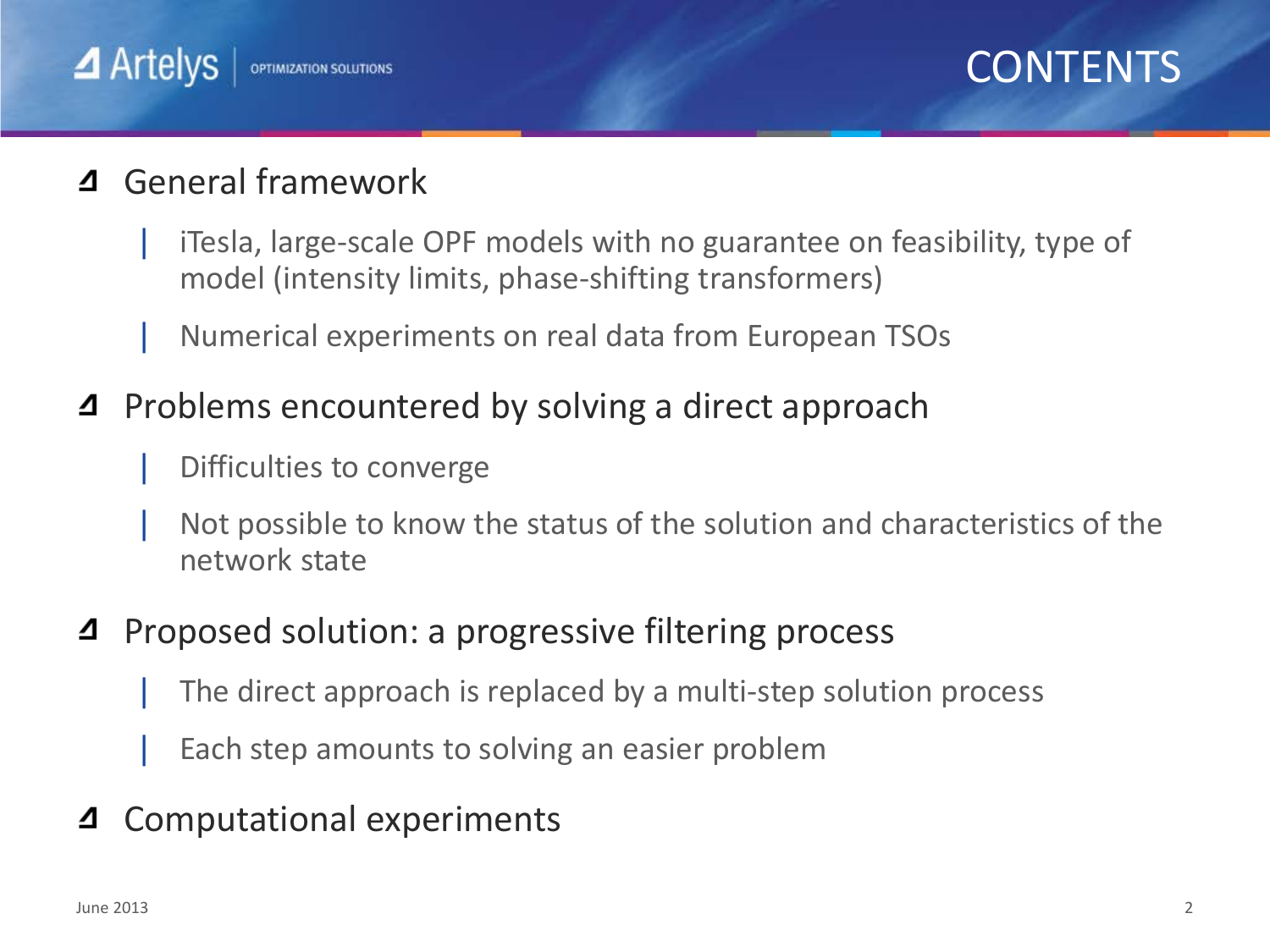# CONTENTS

- General framework
  - iTesla, large-scale OPF models with no guarantee on feasibility, type of model (intensity limits, phase-shifting transformers)
  - Numerical experiments on real data from European TSOs
- Problems encountered by solving a direct approach
  - Difficulties to converge
  - Not possible to know the status of the solution and characteristics of the network state
- Proposed solution: a progressive filtering process
  - The direct approach is replaced by a multi-step solution process
  - Each step amounts to solving an easier problem
- Computational experiments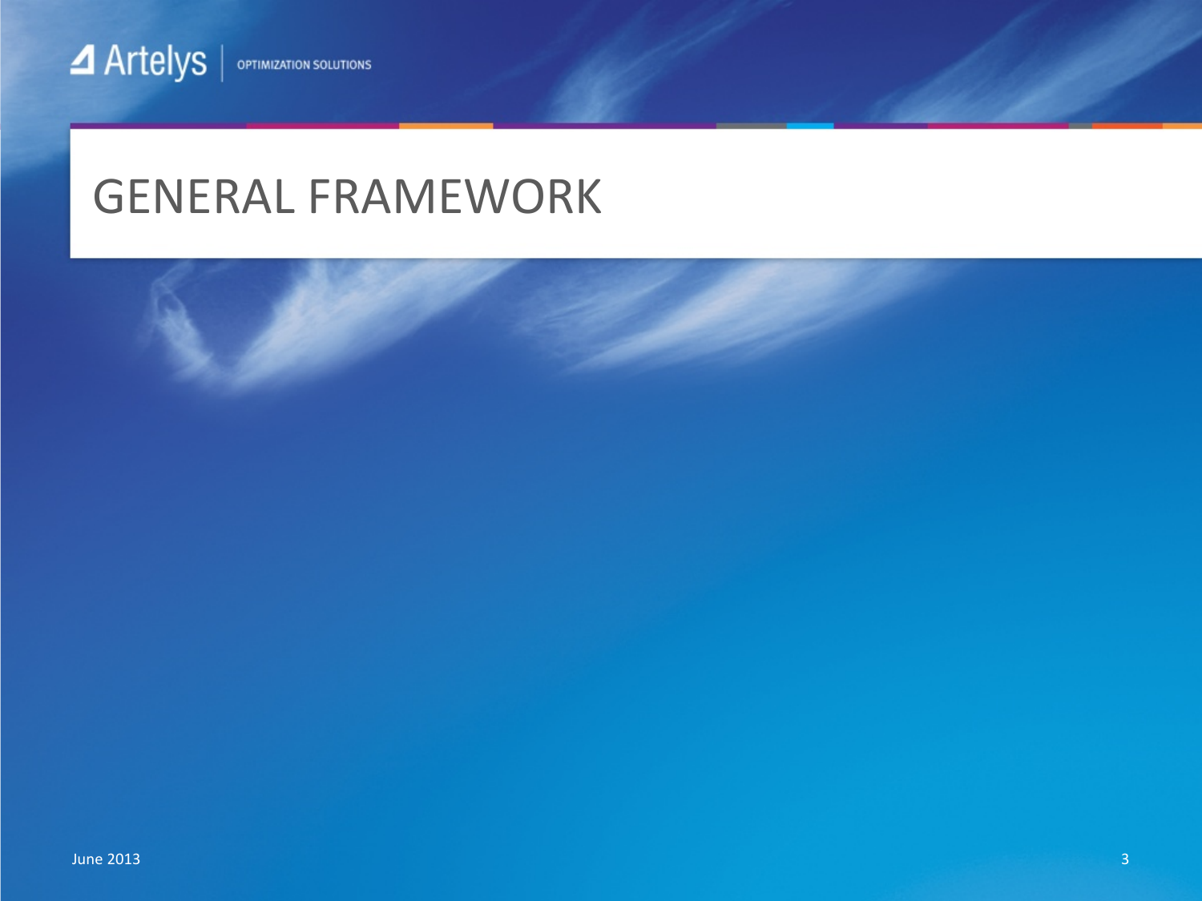# GENERAL FRAMEWORK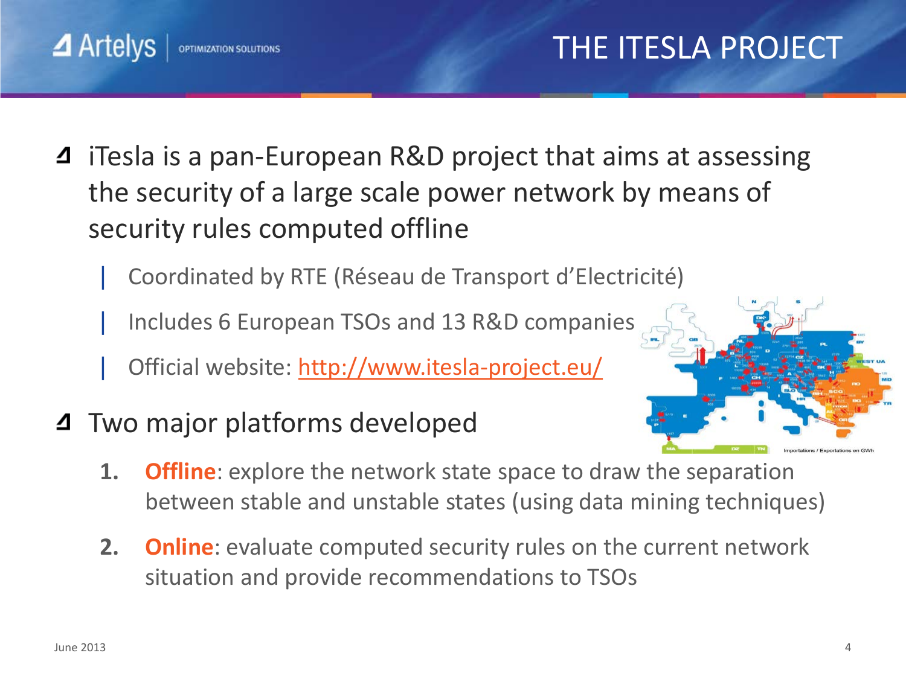# THE ITESLA PROJECT

- iTesla is a pan-European R&D project that aims at assessing the security of a large scale power network by means of security rules computed offline
  - Coordinated by RTE (Réseau de Transport d'Electricité)
  - Includes 6 European TSOs and 13 R&D companies
  - Official website: http://www.itesla-project.eu/
- Two major platforms developed
  1. **Offline**: explore the network state space to draw the separation between stable and unstable states (using data mining techniques)
  2. **Online**: evaluate computed security rules on the current network situation and provide recommendations to TSOs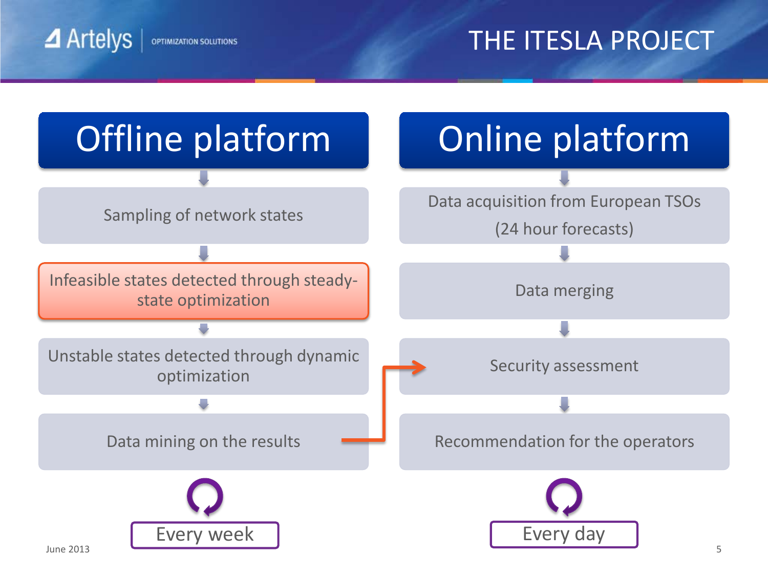# THE ITESLA PROJECT

## Offline platform

- Sampling of network states
- Infeasible states detected through steady-state optimization
- Unstable states detected through dynamic optimization
- Data mining on the results

Every week

## Online platform

- Data acquisition from European TSOs (24 hour forecasts)
- Data merging
- Security assessment
- Recommendation for the operators

Every day

June 2013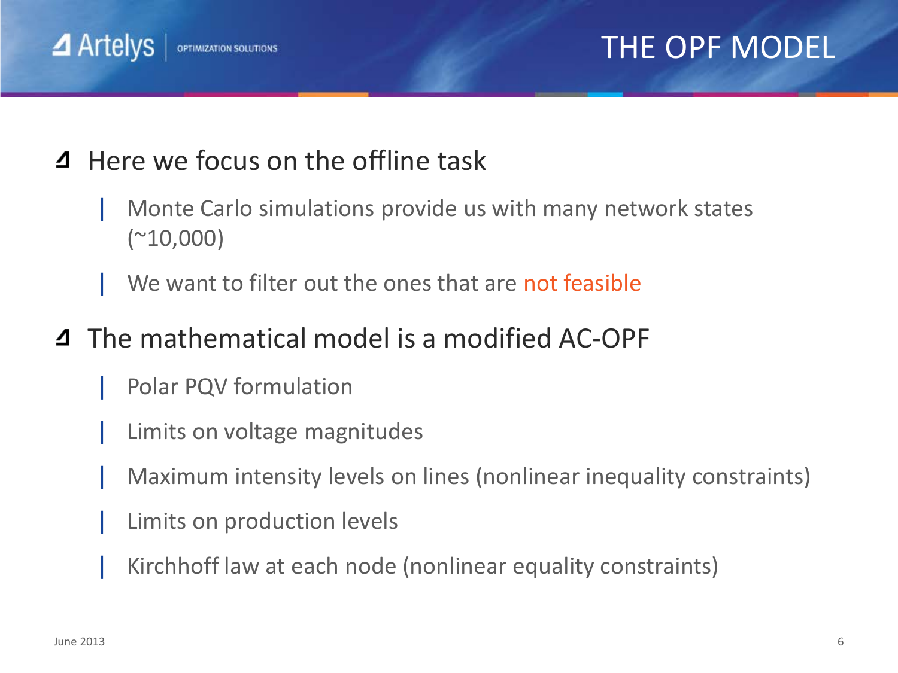# THE OPF MODEL

- Here we focus on the offline task
  - Monte Carlo simulations provide us with many network states (~10,000)
  - We want to filter out the ones that are not feasible
- The mathematical model is a modified AC-OPF
  - Polar PQV formulation
  - Limits on voltage magnitudes
  - Maximum intensity levels on lines (nonlinear inequality constraints)
  - Limits on production levels
  - Kirchhoff law at each node (nonlinear equality constraints)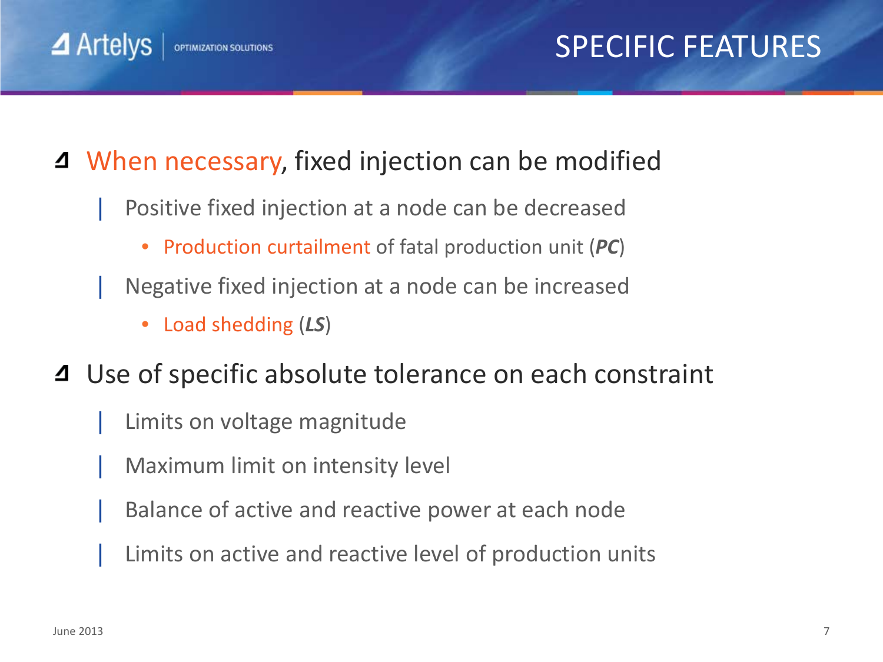# SPECIFIC FEATURES

- When necessary, fixed injection can be modified
  - Positive fixed injection at a node can be decreased
    - Production curtailment of fatal production unit (***PC***)
  - Negative fixed injection at a node can be increased
    - Load shedding (***LS***)
- Use of specific absolute tolerance on each constraint
  - Limits on voltage magnitude
  - Maximum limit on intensity level
  - Balance of active and reactive power at each node
  - Limits on active and reactive level of production units

June 2013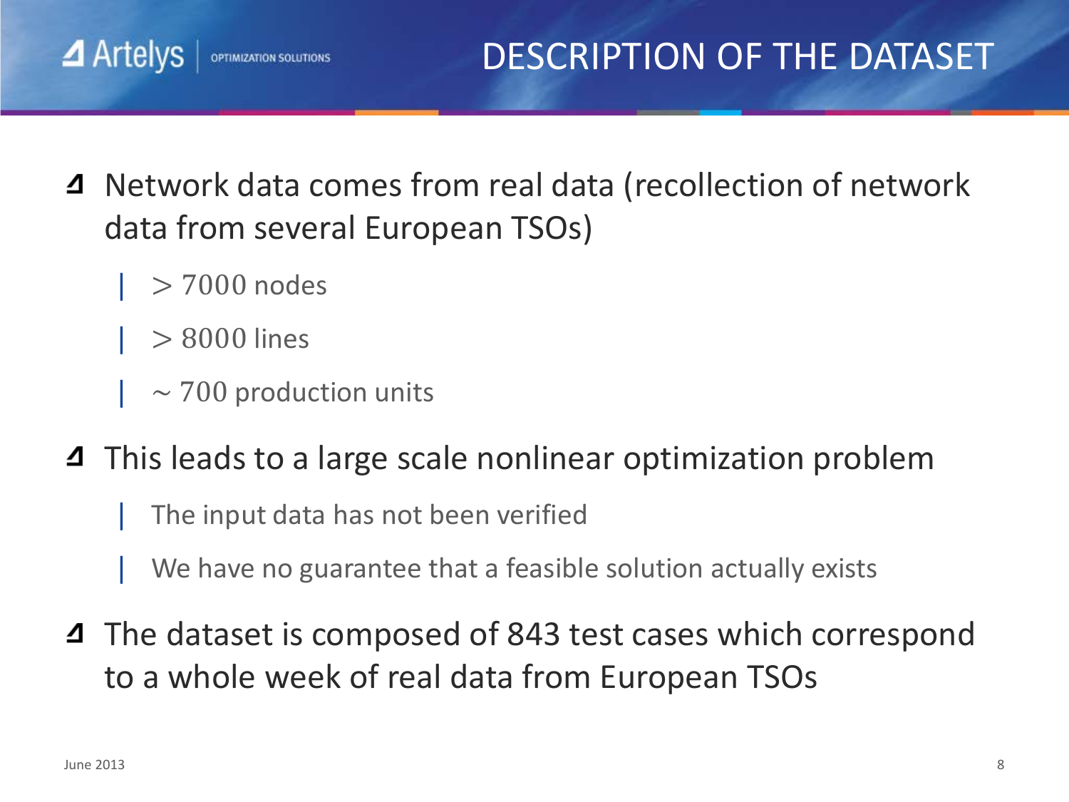# DESCRIPTION OF THE DATASET

- Network data comes from real data (recollection of network data from several European TSOs)
  - $> 7000$ nodes
  - $> 8000$ lines
  - $\sim 700$ production units
- This leads to a large scale nonlinear optimization problem
  - The input data has not been verified
  - We have no guarantee that a feasible solution actually exists
- The dataset is composed of 843 test cases which correspond to a whole week of real data from European TSOs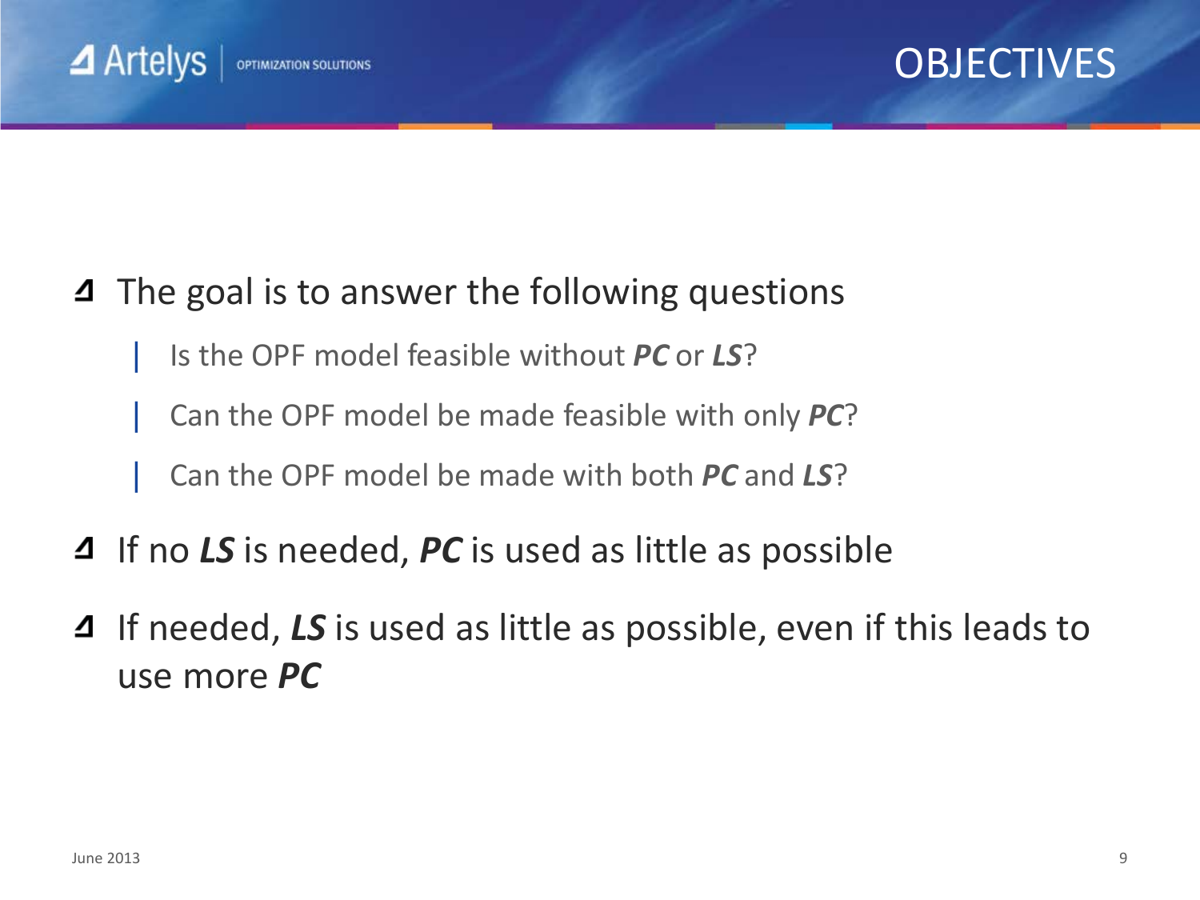# OBJECTIVES

- The goal is to answer the following questions
  - Is the OPF model feasible without ***PC*** or ***LS***?
  - Can the OPF model be made feasible with only ***PC***?
  - Can the OPF model be made with both ***PC*** and ***LS***?
- If no ***LS*** is needed, ***PC*** is used as little as possible
- If needed, ***LS*** is used as little as possible, even if this leads to use more ***PC***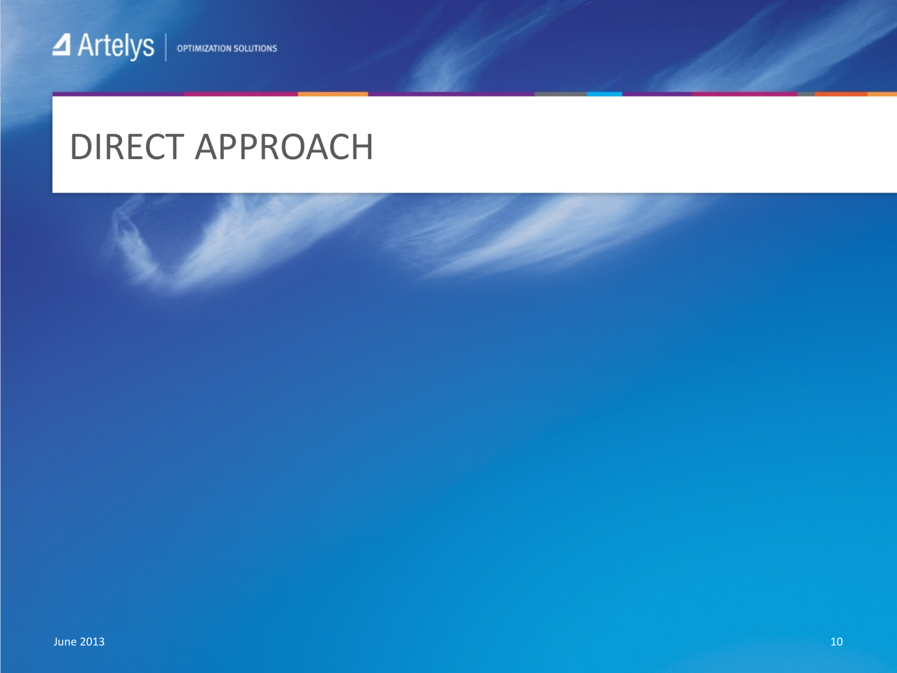# DIRECT APPROACH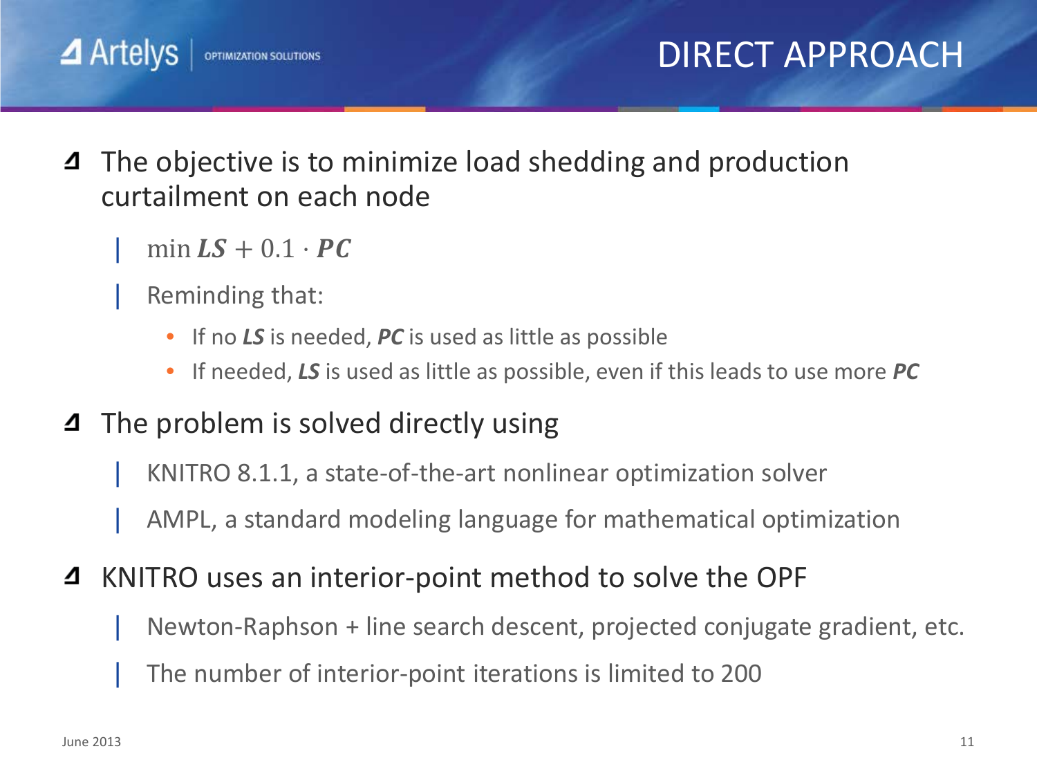# DIRECT APPROACH

- The objective is to minimize load shedding and production curtailment on each node
  - $\min \boldsymbol{LS} + 0.1 \cdot \boldsymbol{PC}$
  - Reminding that:
    - If no ***LS*** is needed, ***PC*** is used as little as possible
    - If needed, ***LS*** is used as little as possible, even if this leads to use more ***PC***
- The problem is solved directly using
  - KNITRO 8.1.1, a state-of-the-art nonlinear optimization solver
  - AMPL, a standard modeling language for mathematical optimization
- KNITRO uses an interior-point method to solve the OPF
  - Newton-Raphson + line search descent, projected conjugate gradient, etc.
  - The number of interior-point iterations is limited to 200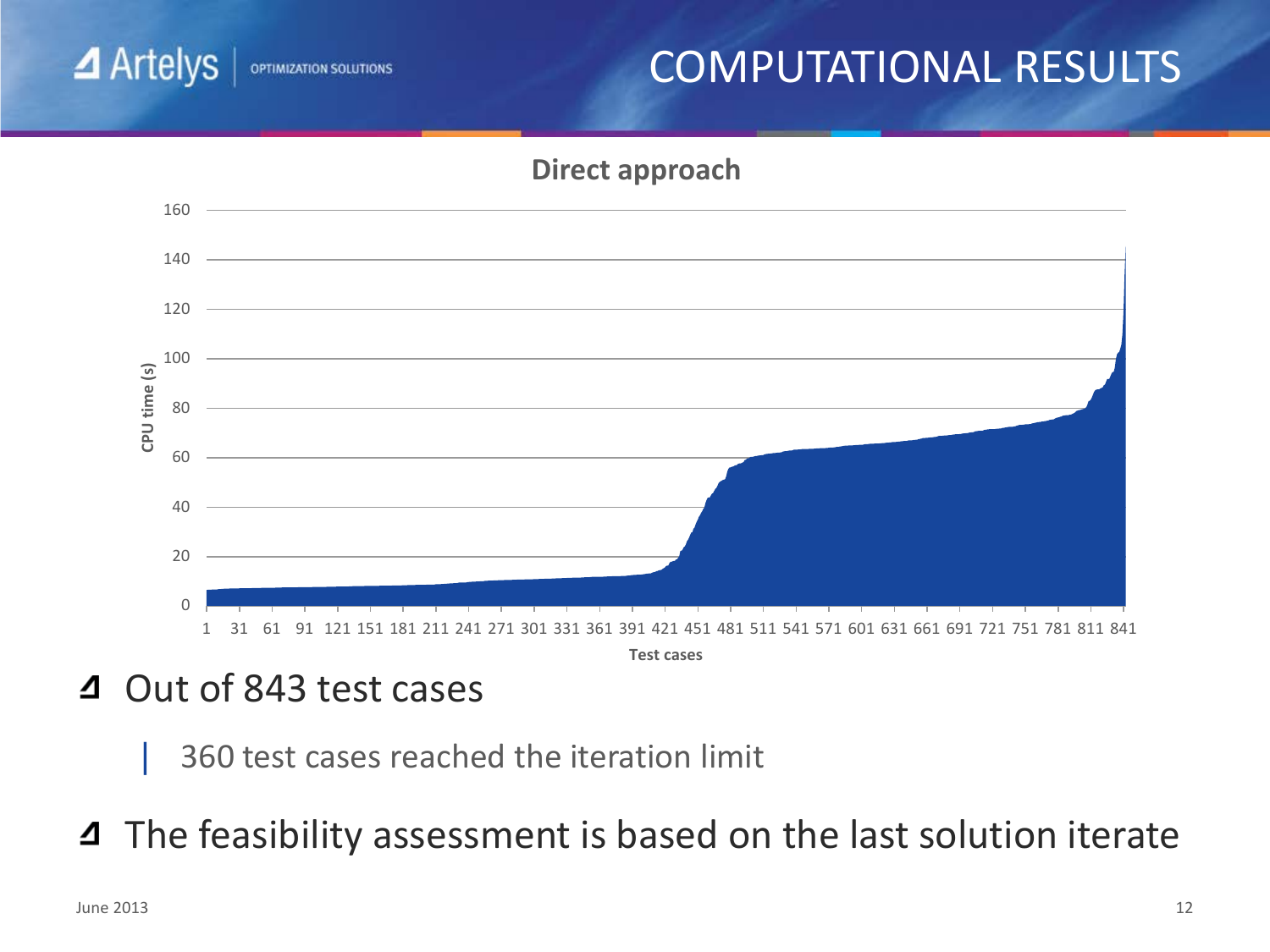# COMPUTATIONAL RESULTS

**Direct approach**

- Out of 843 test cases
  - 360 test cases reached the iteration limit
- The feasibility assessment is based on the last solution iterate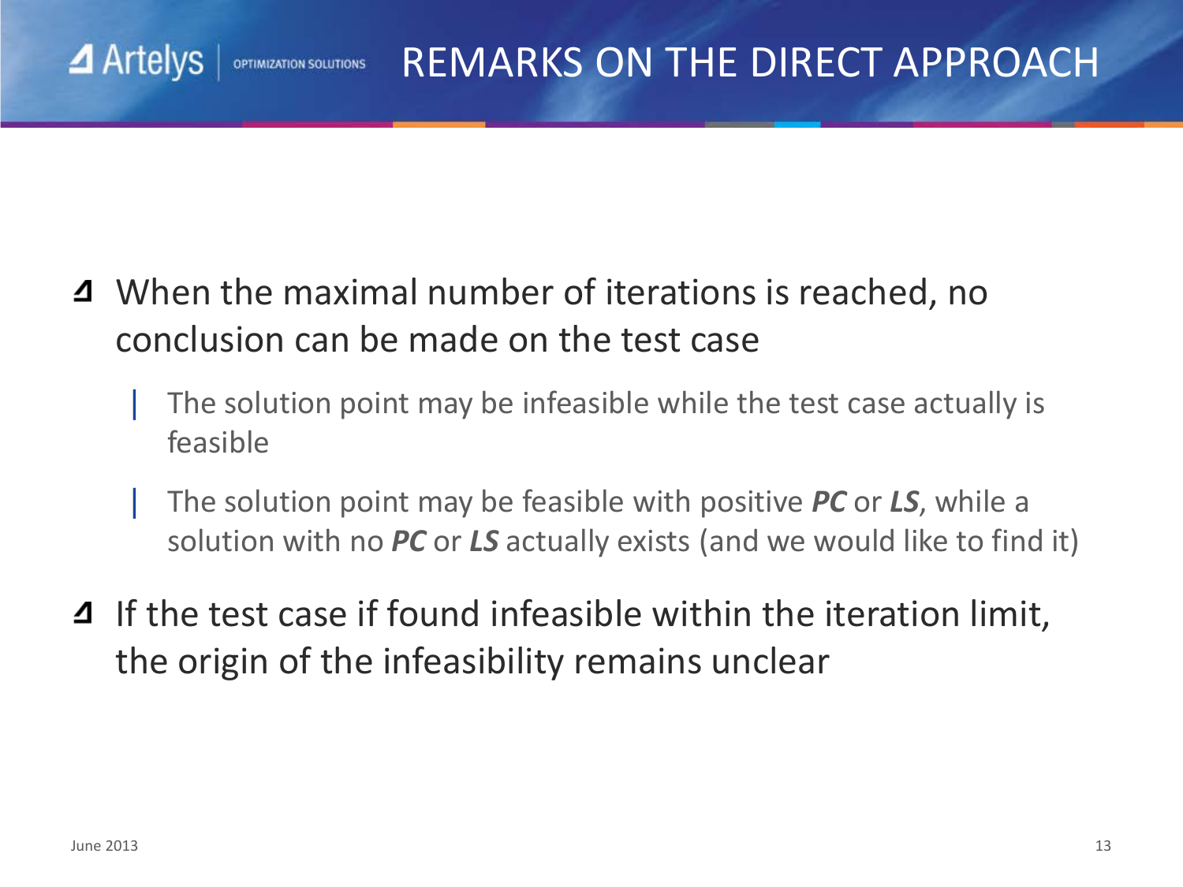# REMARKS ON THE DIRECT APPROACH

- When the maximal number of iterations is reached, no conclusion can be made on the test case
  - The solution point may be infeasible while the test case actually is feasible
  - The solution point may be feasible with positive ***PC*** or ***LS***, while a solution with no ***PC*** or ***LS*** actually exists (and we would like to find it)
- If the test case if found infeasible within the iteration limit, the origin of the infeasibility remains unclear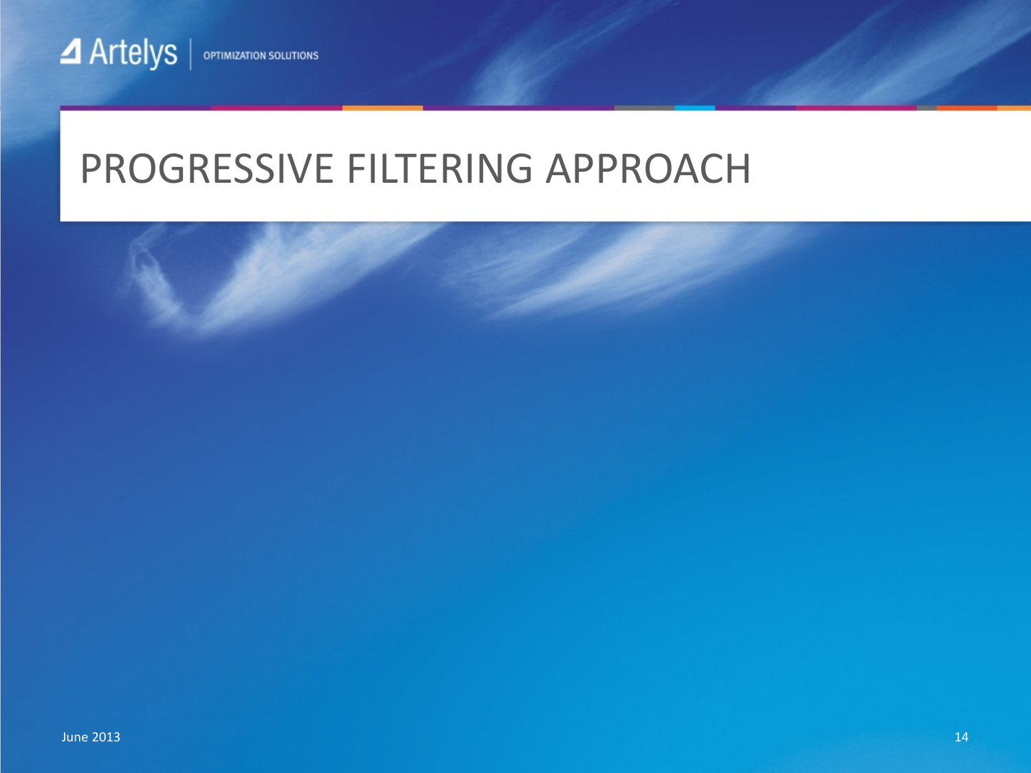# PROGRESSIVE FILTERING APPROACH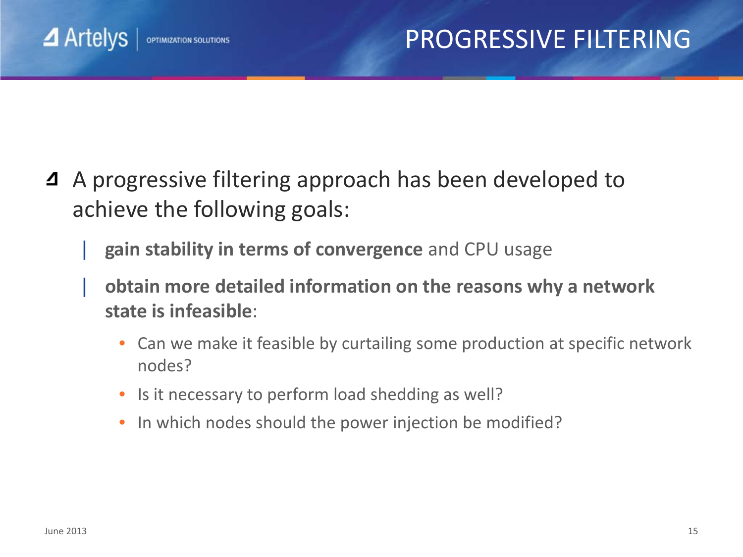# PROGRESSIVE FILTERING

- A progressive filtering approach has been developed to achieve the following goals:
  - **gain stability in terms of convergence** and CPU usage
  - **obtain more detailed information on the reasons why a network state is infeasible**:
    - Can we make it feasible by curtailing some production at specific network nodes?
    - Is it necessary to perform load shedding as well?
    - In which nodes should the power injection be modified?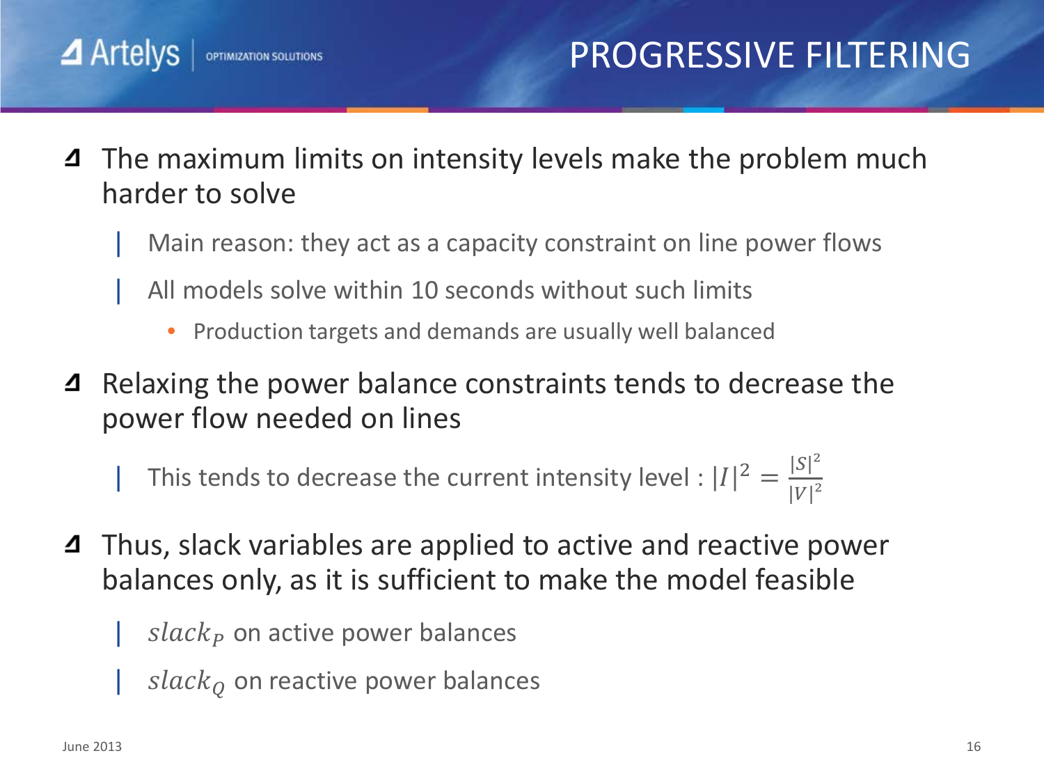# PROGRESSIVE FILTERING

- The maximum limits on intensity levels make the problem much harder to solve
  - Main reason: they act as a capacity constraint on line power flows
  - All models solve within 10 seconds without such limits
    - Production targets and demands are usually well balanced
- Relaxing the power balance constraints tends to decrease the power flow needed on lines
  - This tends to decrease the current intensity level : $|I|^2 = \frac{|S|^2}{|V|^2}$
- Thus, slack variables are applied to active and reactive power balances only, as it is sufficient to make the model feasible
  - $slack_P$ on active power balances
  - $slack_Q$ on reactive power balances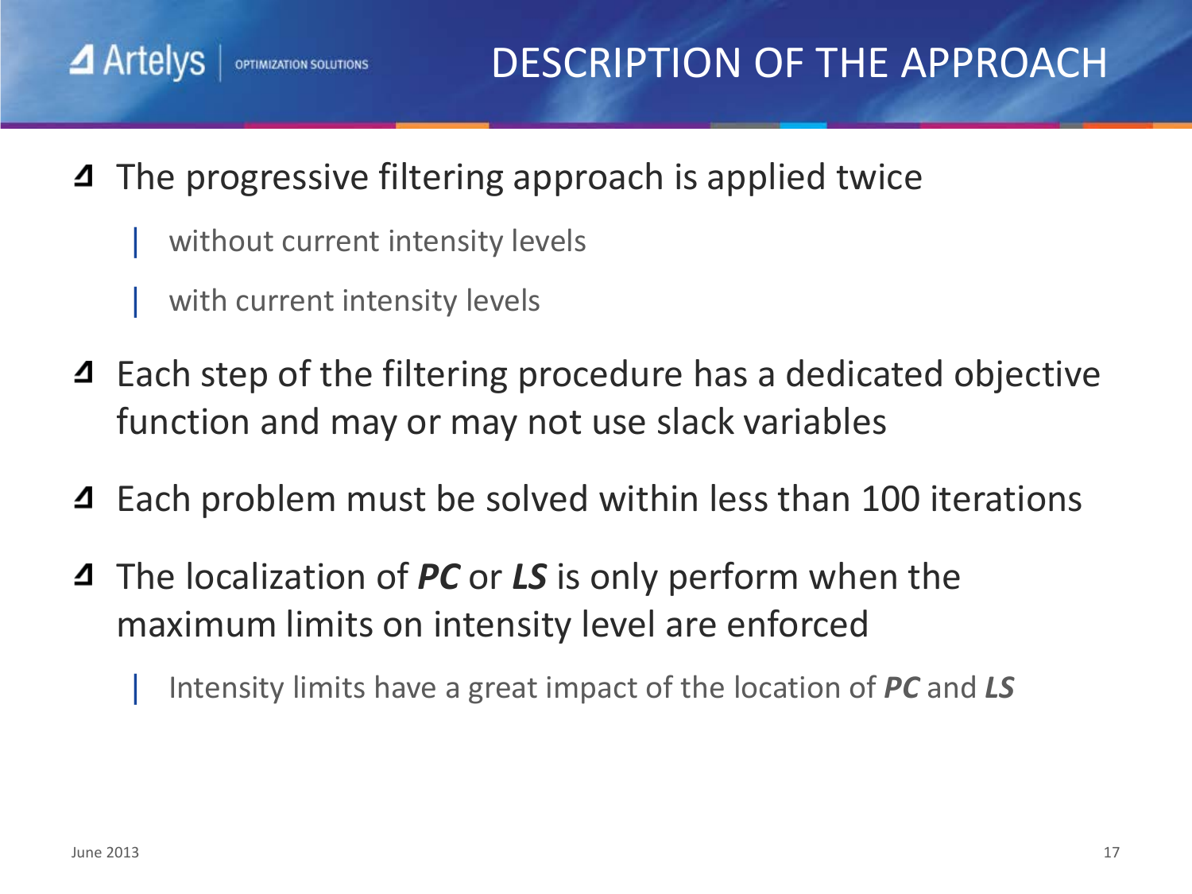# DESCRIPTION OF THE APPROACH

- The progressive filtering approach is applied twice
  - without current intensity levels
  - with current intensity levels
- Each step of the filtering procedure has a dedicated objective function and may or may not use slack variables
- Each problem must be solved within less than 100 iterations
- The localization of ***PC*** or ***LS*** is only perform when the maximum limits on intensity level are enforced
  - Intensity limits have a great impact of the location of ***PC*** and ***LS***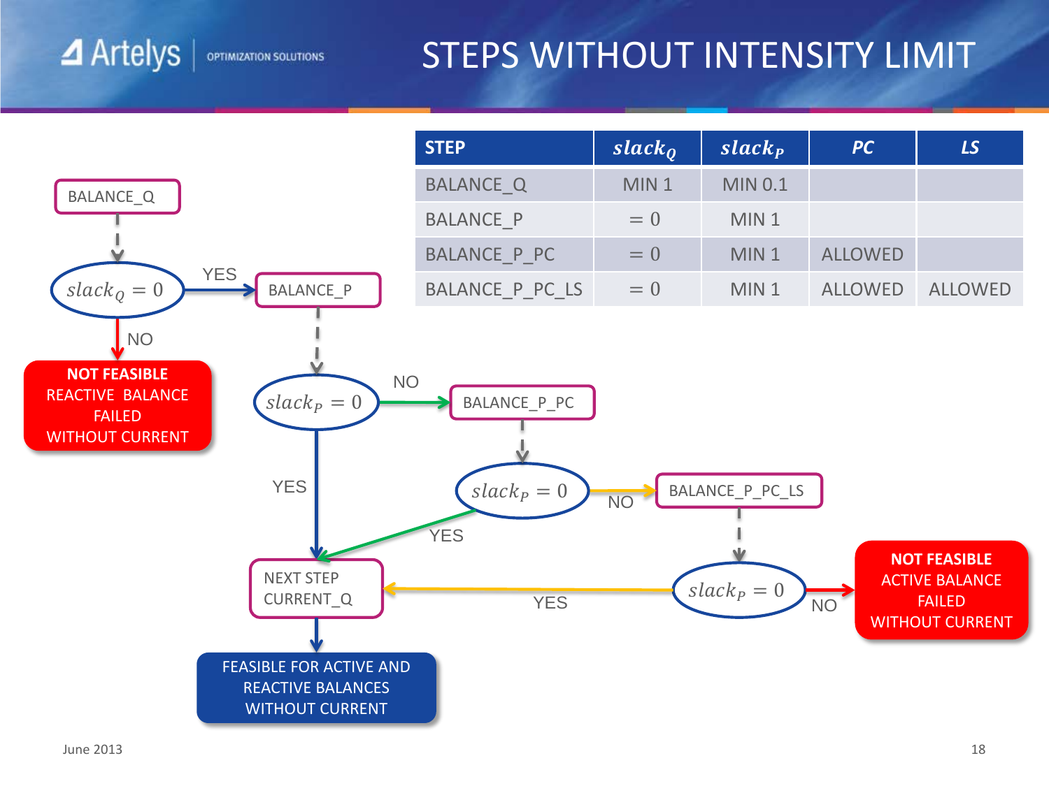# STEPS WITHOUT INTENSITY LIMIT

| STEP | $slack_Q$ | $slack_P$ | PC | LS |
|---|---|---|---|---|
| BALANCE_Q | MIN 1 | MIN 0.1 | | |
| BALANCE_P | $= 0$ | MIN 1 | | |
| BALANCE_P_PC | $= 0$ | MIN 1 | ALLOWED | |
| BALANCE_P_PC_LS | $= 0$ | MIN 1 | ALLOWED | ALLOWED |

BALANCE_Q

$slack_Q = 0$

- NO → **NOT FEASIBLE** REACTIVE BALANCE FAILED WITHOUT CURRENT
- YES → BALANCE_P

$slack_P = 0$

- YES → NEXT STEP CURRENT_Q
- NO → BALANCE_P_PC

$slack_P = 0$

- YES → NEXT STEP CURRENT_Q
- NO → BALANCE_P_PC_LS

$slack_P = 0$

- YES → NEXT STEP CURRENT_Q
- NO → **NOT FEASIBLE** ACTIVE BALANCE FAILED WITHOUT CURRENT

NEXT STEP CURRENT_Q → FEASIBLE FOR ACTIVE AND REACTIVE BALANCES WITHOUT CURRENT

June 2013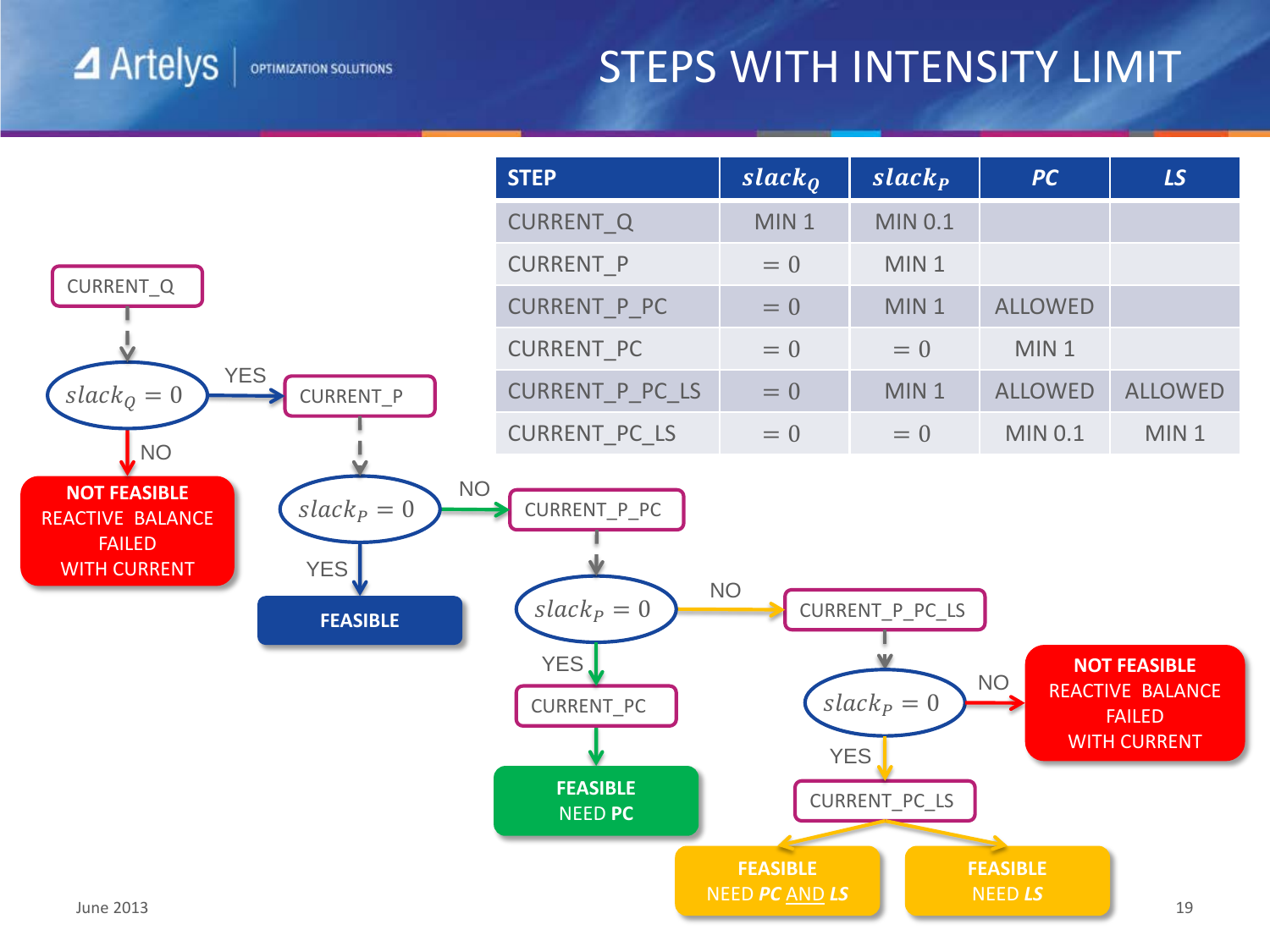# STEPS WITH INTENSITY LIMIT

| STEP | $slack_Q$ | $slack_P$ | *PC* | *LS* |
|---|---|---|---|---|
| CURRENT_Q | MIN 1 | MIN 0.1 | | |
| CURRENT_P | $= 0$ | MIN 1 | | |
| CURRENT_P_PC | $= 0$ | MIN 1 | ALLOWED | |
| CURRENT_PC | $= 0$ | $= 0$ | MIN 1 | |
| CURRENT_P_PC_LS | $= 0$ | MIN 1 | ALLOWED | ALLOWED |
| CURRENT_PC_LS | $= 0$ | $= 0$ | MIN 0.1 | MIN 1 |

CURRENT_Q → $slack_Q = 0$ ?

- NO → **NOT FEASIBLE** REACTIVE BALANCE FAILED WITH CURRENT
- YES → CURRENT_P → $slack_P = 0$ ?
  - YES → **FEASIBLE**
  - NO → CURRENT_P_PC → $slack_P = 0$ ?
    - YES → CURRENT_PC → **FEASIBLE** NEED **PC**
    - NO → CURRENT_P_PC_LS → $slack_P = 0$ ?
      - NO → **NOT FEASIBLE** REACTIVE BALANCE FAILED WITH CURRENT
      - YES → CURRENT_PC_LS →
        - **FEASIBLE** NEED ***PC*** AND ***LS***
        - **FEASIBLE** NEED ***LS***

June 2013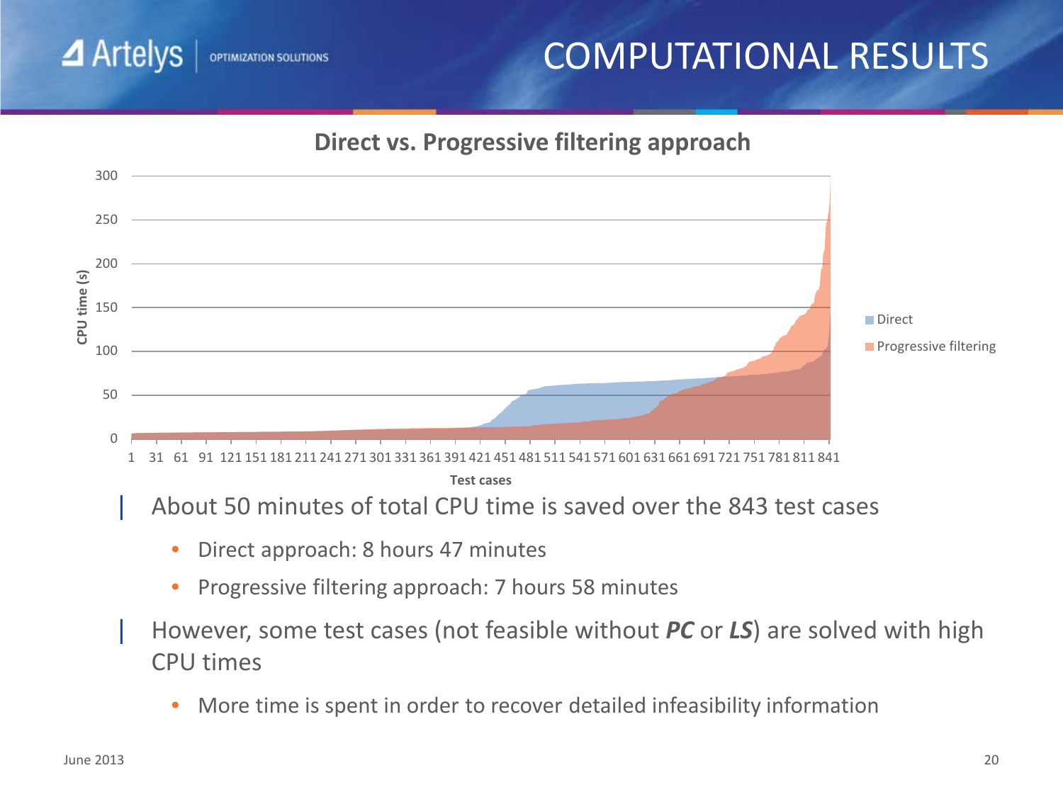# COMPUTATIONAL RESULTS

**Direct vs. Progressive filtering approach**

- About 50 minutes of total CPU time is saved over the 843 test cases
  - Direct approach: 8 hours 47 minutes
  - Progressive filtering approach: 7 hours 58 minutes
- However, some test cases (not feasible without ***PC*** or ***LS***) are solved with high CPU times
  - More time is spent in order to recover detailed infeasibility information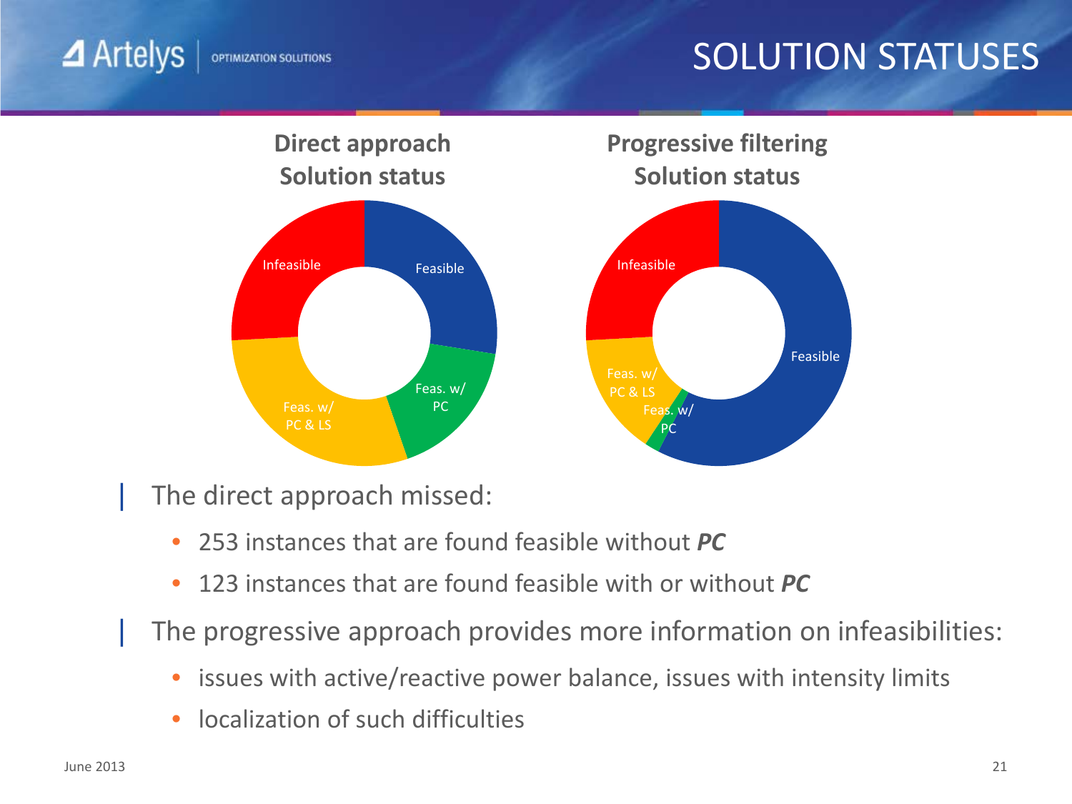# SOLUTION STATUSES

**Direct approach Solution status**

Infeasible, Feasible, Feas. w/ PC, Feas. w/ PC & LS

**Progressive filtering Solution status**

Infeasible, Feasible, Feas. w/ PC, Feas. w/ PC & LS

- The direct approach missed:
  - 253 instances that are found feasible without ***PC***
  - 123 instances that are found feasible with or without ***PC***
- The progressive approach provides more information on infeasibilities:
  - issues with active/reactive power balance, issues with intensity limits
  - localization of such difficulties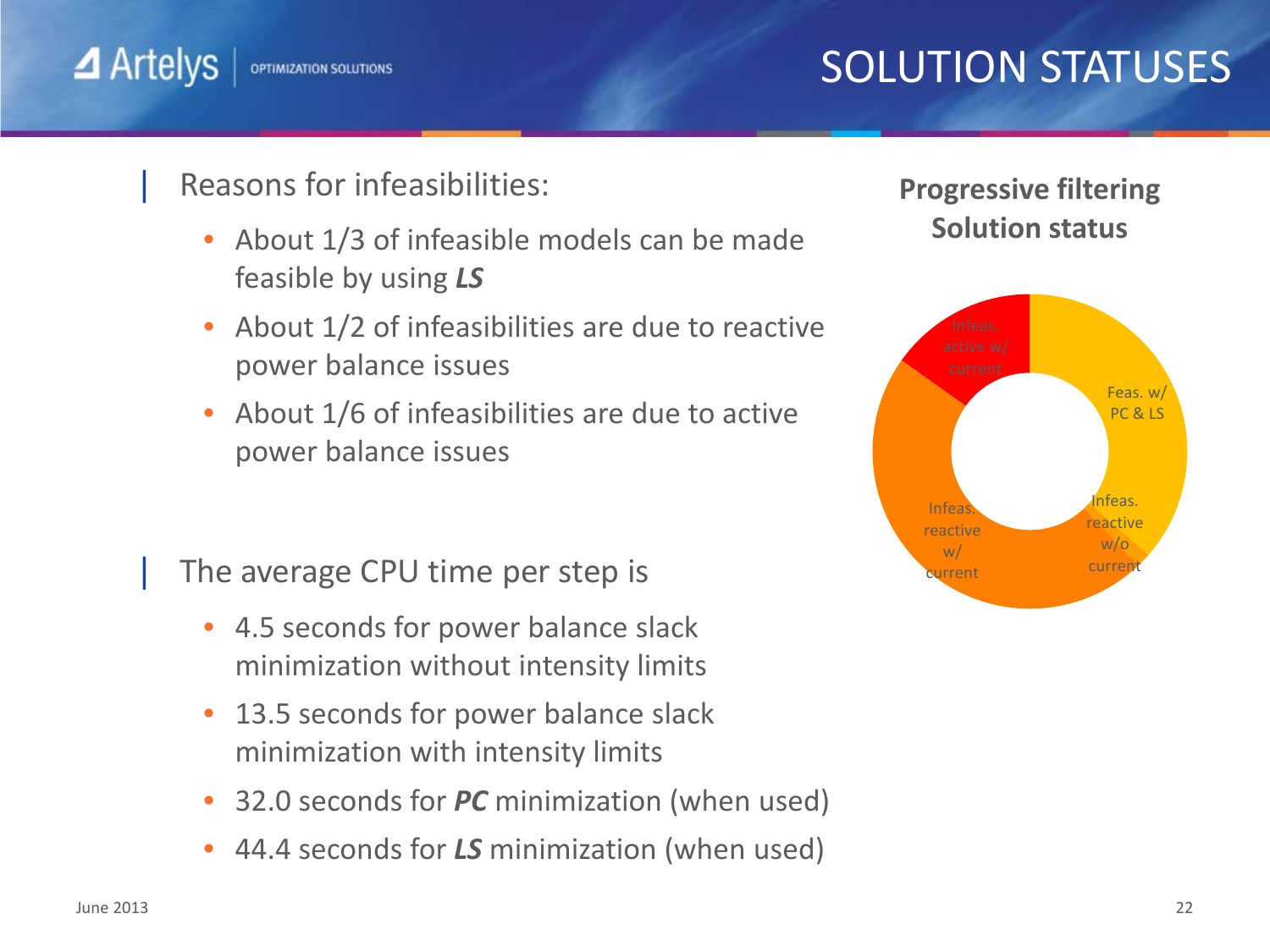# SOLUTION STATUSES

Reasons for infeasibilities:

- About 1/3 of infeasible models can be made feasible by using ***LS***
- About 1/2 of infeasibilities are due to reactive power balance issues
- About 1/6 of infeasibilities are due to active power balance issues

The average CPU time per step is

- 4.5 seconds for power balance slack minimization without intensity limits
- 13.5 seconds for power balance slack minimization with intensity limits
- 32.0 seconds for ***PC*** minimization (when used)
- 44.4 seconds for ***LS*** minimization (when used)

**Progressive filtering Solution status**

Infeas. active w/ current

Feas. w/ PC & LS

Infeas. reactive w/o current

Infeas. reactive w/ current

June 2013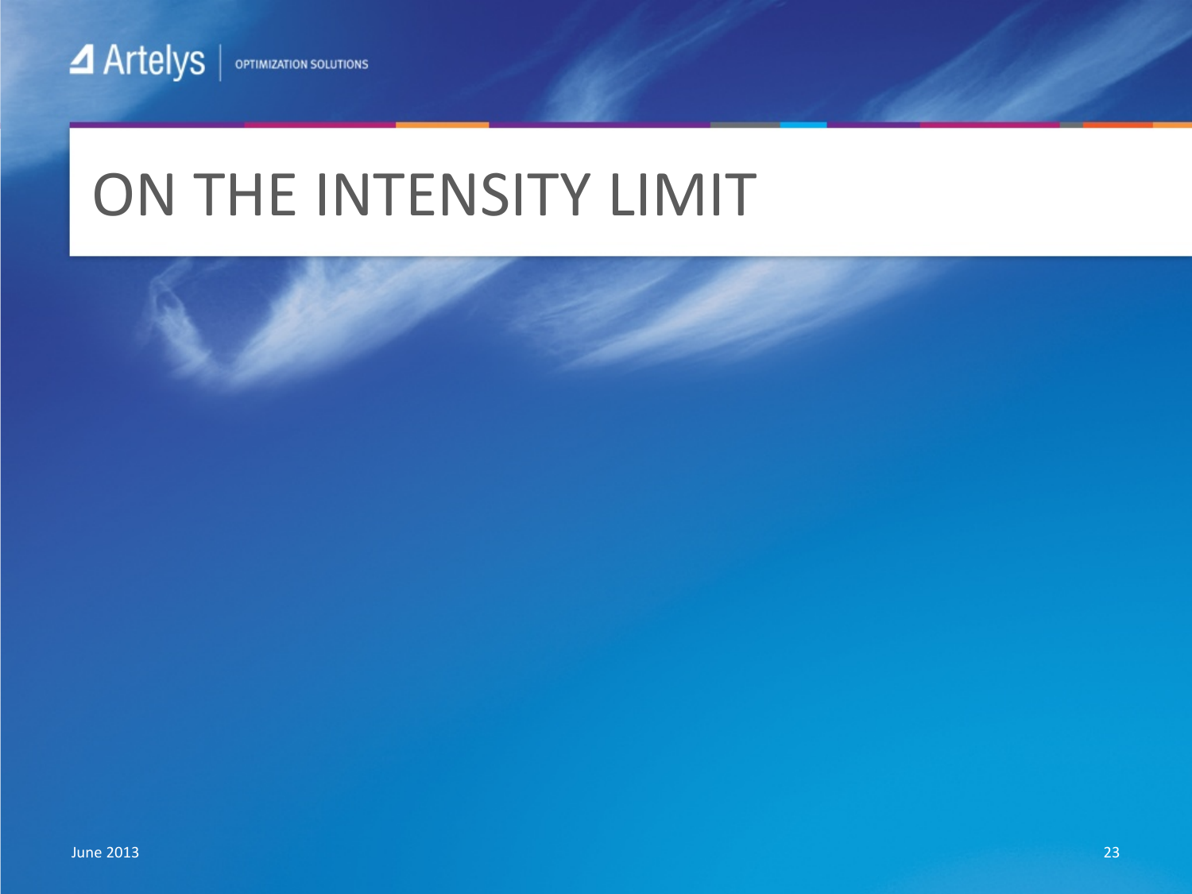# ON THE INTENSITY LIMIT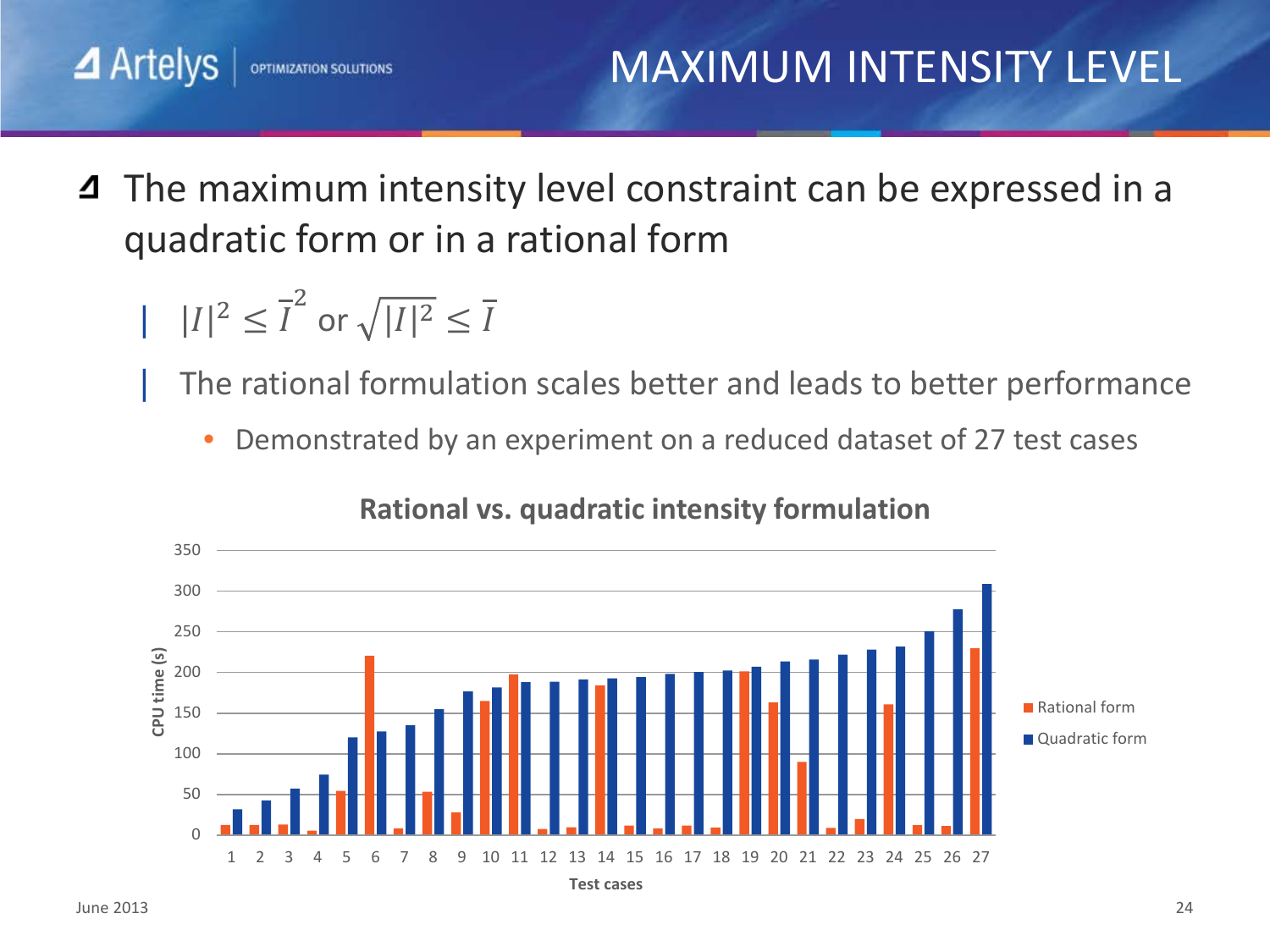# MAXIMUM INTENSITY LEVEL

- The maximum intensity level constraint can be expressed in a quadratic form or in a rational form
  - $|I|^2 \leq \bar{I}^2$ or $\sqrt{|I|^2} \leq \bar{I}$
  - The rational formulation scales better and leads to better performance
    - Demonstrated by an experiment on a reduced dataset of 27 test cases

**Rational vs. quadratic intensity formulation**

CPU time (s) vs. Test cases (1–27); legend: Rational form, Quadratic form

June 2013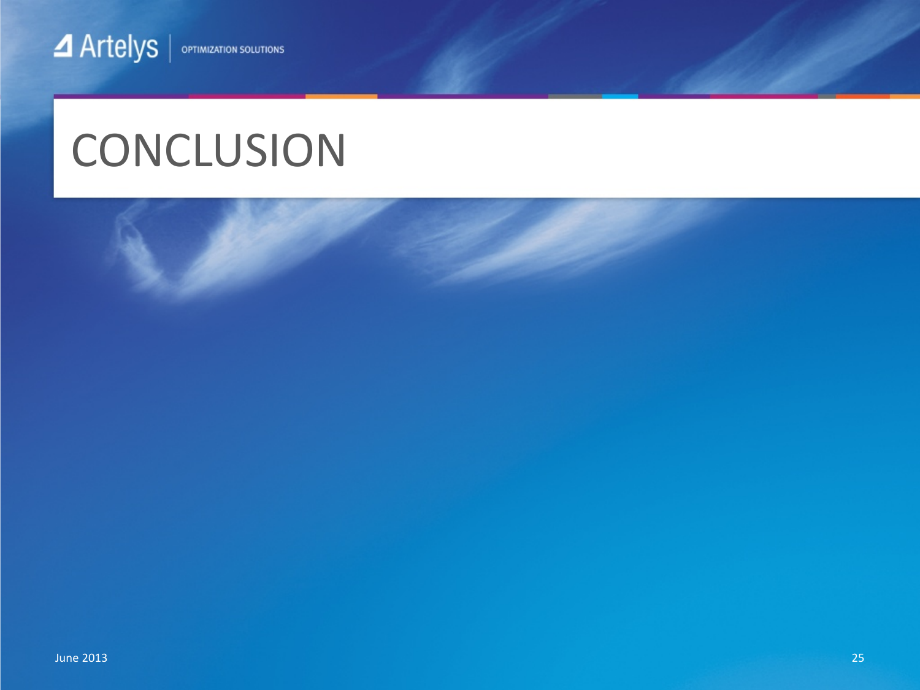# CONCLUSION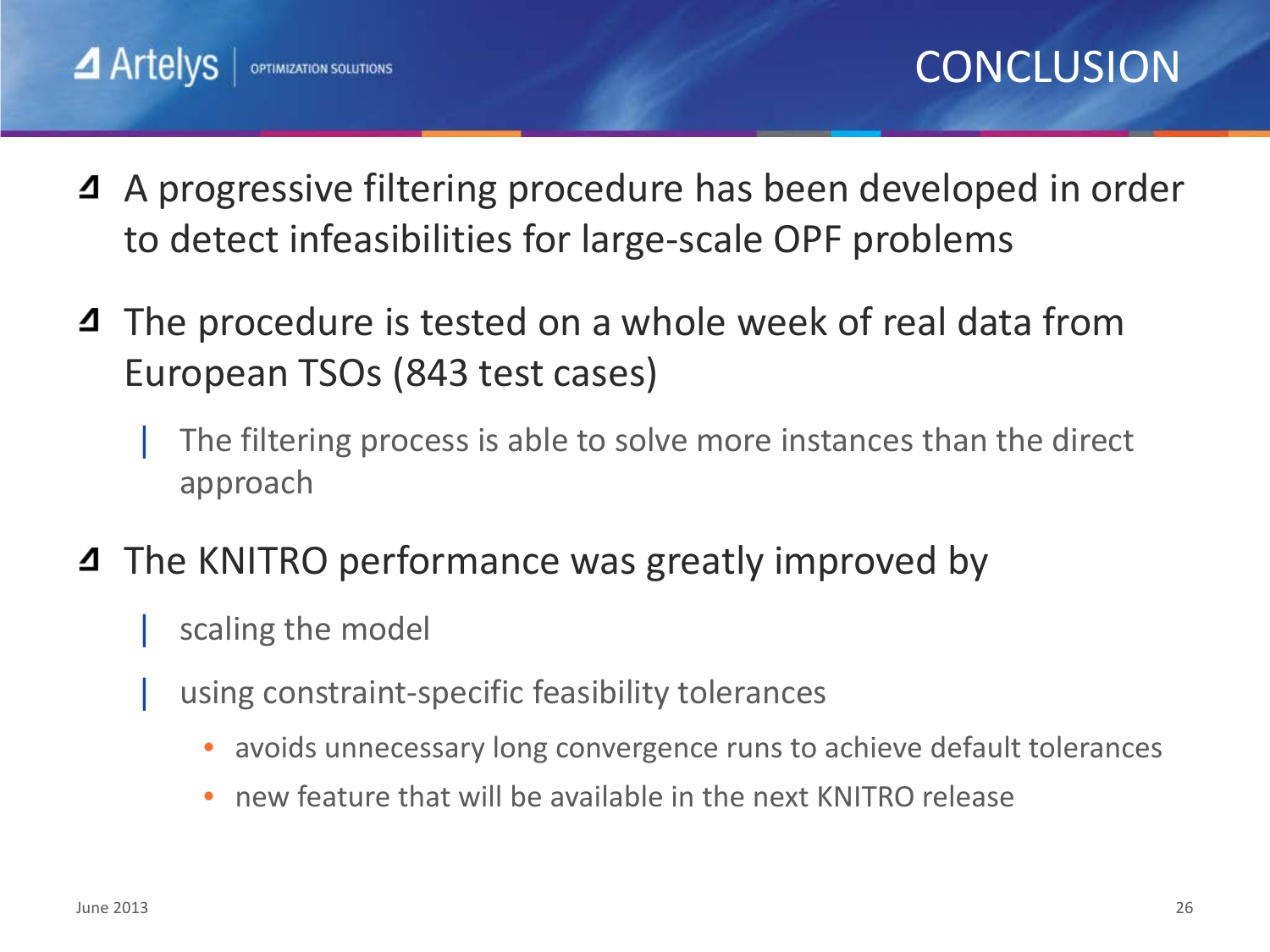# CONCLUSION

- A progressive filtering procedure has been developed in order to detect infeasibilities for large-scale OPF problems
- The procedure is tested on a whole week of real data from European TSOs (843 test cases)
  - The filtering process is able to solve more instances than the direct approach
- The KNITRO performance was greatly improved by
  - scaling the model
  - using constraint-specific feasibility tolerances
    - avoids unnecessary long convergence runs to achieve default tolerances
    - new feature that will be available in the next KNITRO release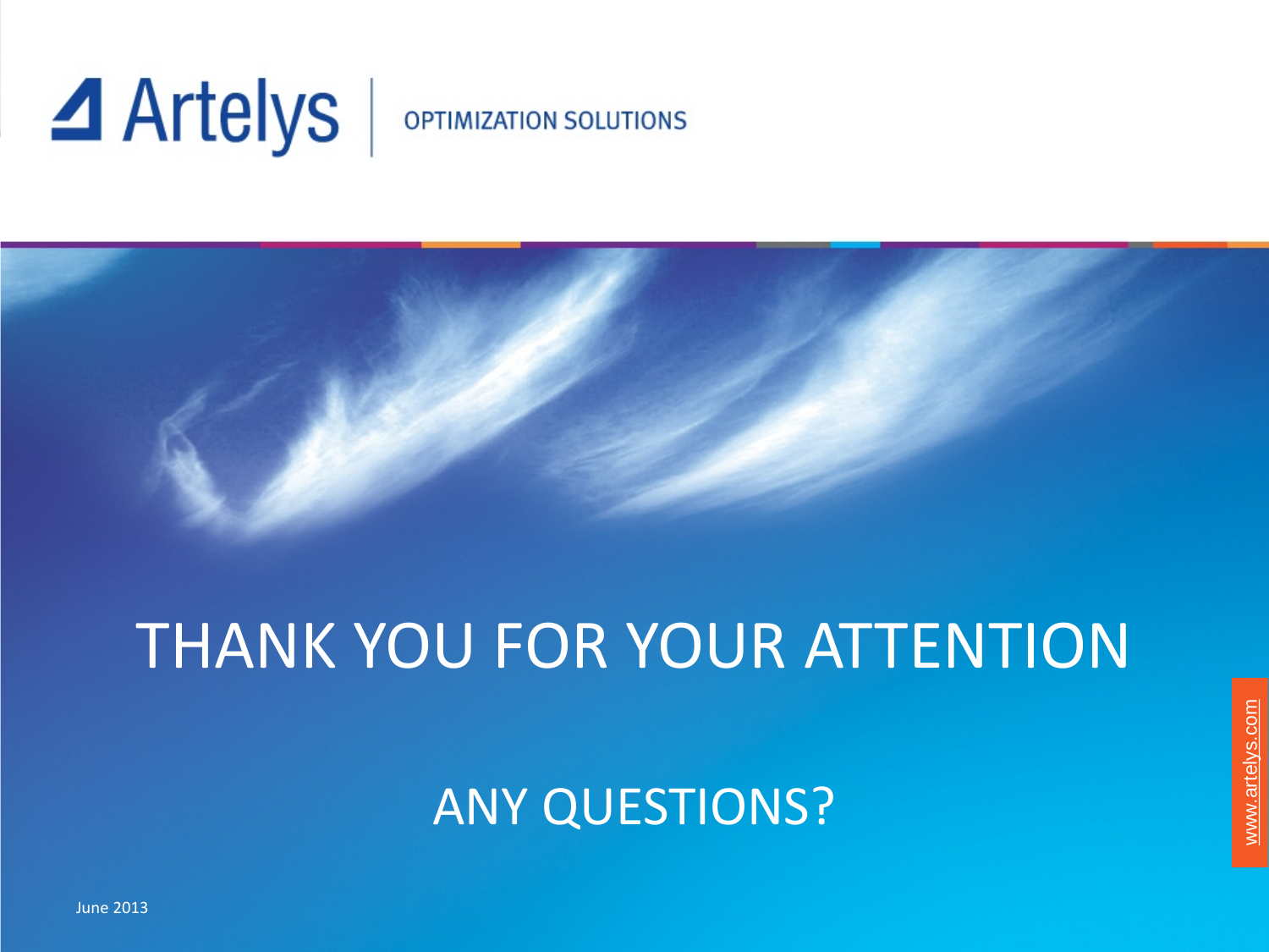Artelys | OPTIMIZATION SOLUTIONS

# THANK YOU FOR YOUR ATTENTION

## ANY QUESTIONS?

www.artelys.com

June 2013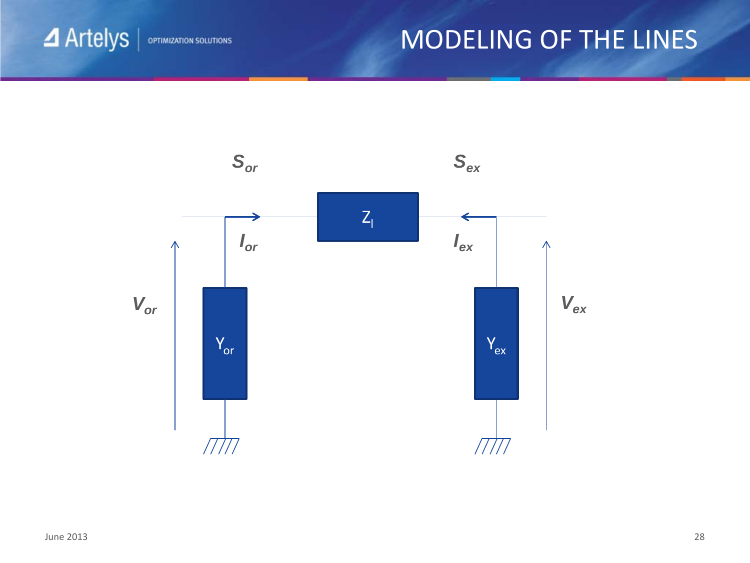# MODELING OF THE LINES

$S_{or}$

$S_{ex}$

$Z_l$

$I_{or}$

$I_{ex}$

$V_{or}$

$V_{ex}$

$Y_{or}$

$Y_{ex}$